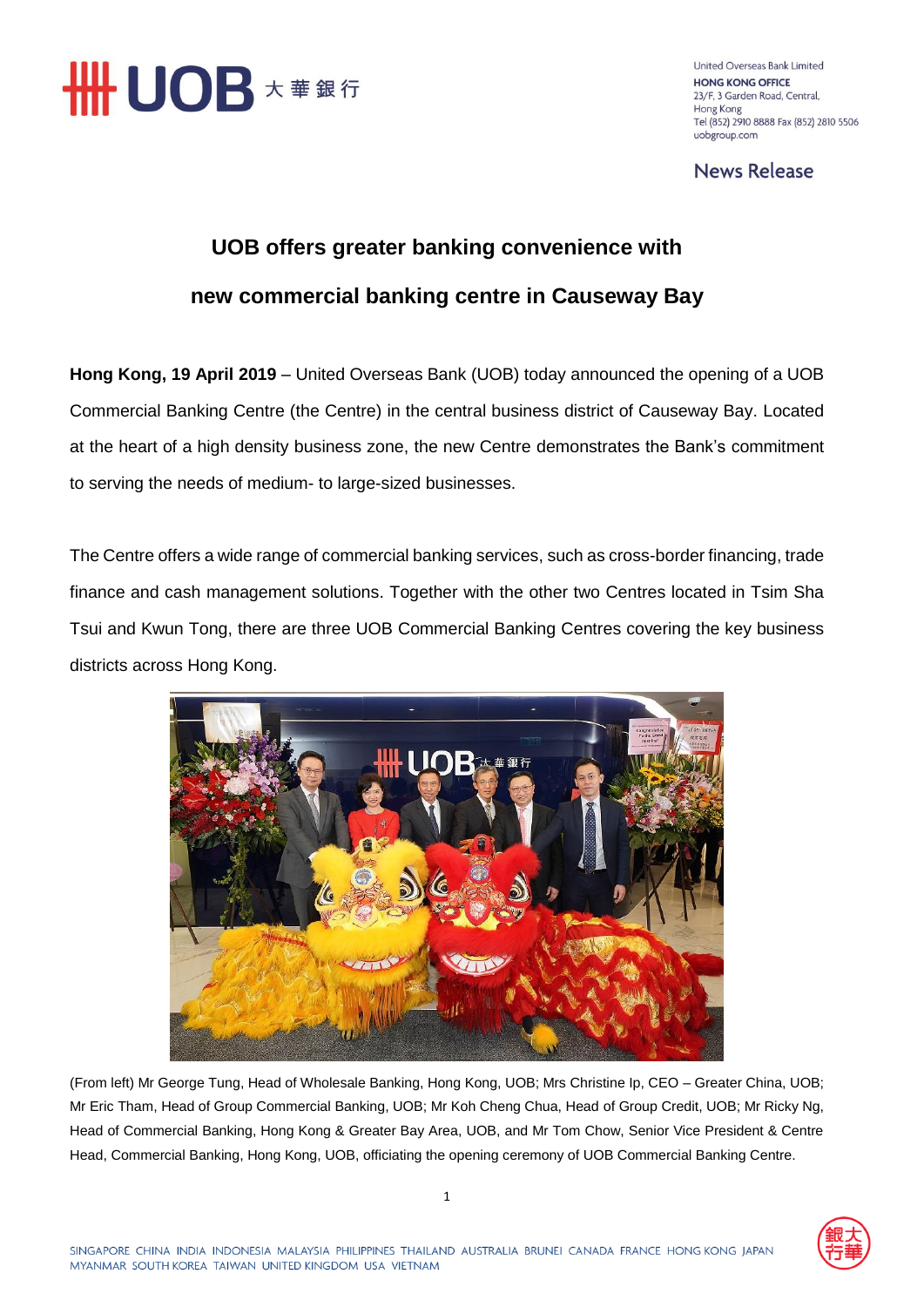United Overseas Bank Limited
**HONG KONG OFFICE**
23/F, 3 Garden Road, Central,
Hong Kong
Tel (852) 2910 8888 Fax (852) 2810 5506
uobgroup.com

News Release

# UOB offers greater banking convenience with new commercial banking centre in Causeway Bay

**Hong Kong, 19 April 2019** – United Overseas Bank (UOB) today announced the opening of a UOB Commercial Banking Centre (the Centre) in the central business district of Causeway Bay. Located at the heart of a high density business zone, the new Centre demonstrates the Bank's commitment to serving the needs of medium- to large-sized businesses.

The Centre offers a wide range of commercial banking services, such as cross-border financing, trade finance and cash management solutions. Together with the other two Centres located in Tsim Sha Tsui and Kwun Tong, there are three UOB Commercial Banking Centres covering the key business districts across Hong Kong.

(From left) Mr George Tung, Head of Wholesale Banking, Hong Kong, UOB; Mrs Christine Ip, CEO – Greater China, UOB; Mr Eric Tham, Head of Group Commercial Banking, UOB; Mr Koh Cheng Chua, Head of Group Credit, UOB; Mr Ricky Ng, Head of Commercial Banking, Hong Kong & Greater Bay Area, UOB, and Mr Tom Chow, Senior Vice President & Centre Head, Commercial Banking, Hong Kong, UOB, officiating the opening ceremony of UOB Commercial Banking Centre.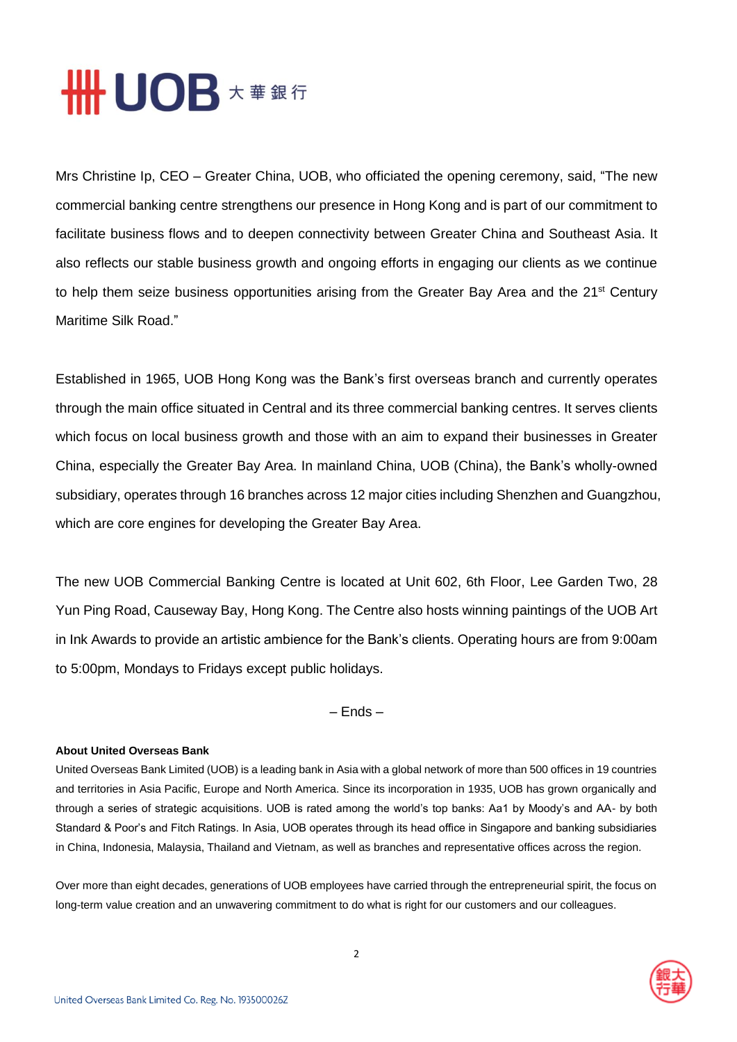Mrs Christine Ip, CEO – Greater China, UOB, who officiated the opening ceremony, said, "The new commercial banking centre strengthens our presence in Hong Kong and is part of our commitment to facilitate business flows and to deepen connectivity between Greater China and Southeast Asia. It also reflects our stable business growth and ongoing efforts in engaging our clients as we continue to help them seize business opportunities arising from the Greater Bay Area and the 21st Century Maritime Silk Road."

Established in 1965, UOB Hong Kong was the Bank's first overseas branch and currently operates through the main office situated in Central and its three commercial banking centres. It serves clients which focus on local business growth and those with an aim to expand their businesses in Greater China, especially the Greater Bay Area. In mainland China, UOB (China), the Bank's wholly-owned subsidiary, operates through 16 branches across 12 major cities including Shenzhen and Guangzhou, which are core engines for developing the Greater Bay Area.

The new UOB Commercial Banking Centre is located at Unit 602, 6th Floor, Lee Garden Two, 28 Yun Ping Road, Causeway Bay, Hong Kong. The Centre also hosts winning paintings of the UOB Art in Ink Awards to provide an artistic ambience for the Bank's clients. Operating hours are from 9:00am to 5:00pm, Mondays to Fridays except public holidays.

– Ends –

**About United Overseas Bank**

United Overseas Bank Limited (UOB) is a leading bank in Asia with a global network of more than 500 offices in 19 countries and territories in Asia Pacific, Europe and North America. Since its incorporation in 1935, UOB has grown organically and through a series of strategic acquisitions. UOB is rated among the world's top banks: Aa1 by Moody's and AA- by both Standard & Poor's and Fitch Ratings. In Asia, UOB operates through its head office in Singapore and banking subsidiaries in China, Indonesia, Malaysia, Thailand and Vietnam, as well as branches and representative offices across the region.

Over more than eight decades, generations of UOB employees have carried through the entrepreneurial spirit, the focus on long-term value creation and an unwavering commitment to do what is right for our customers and our colleagues.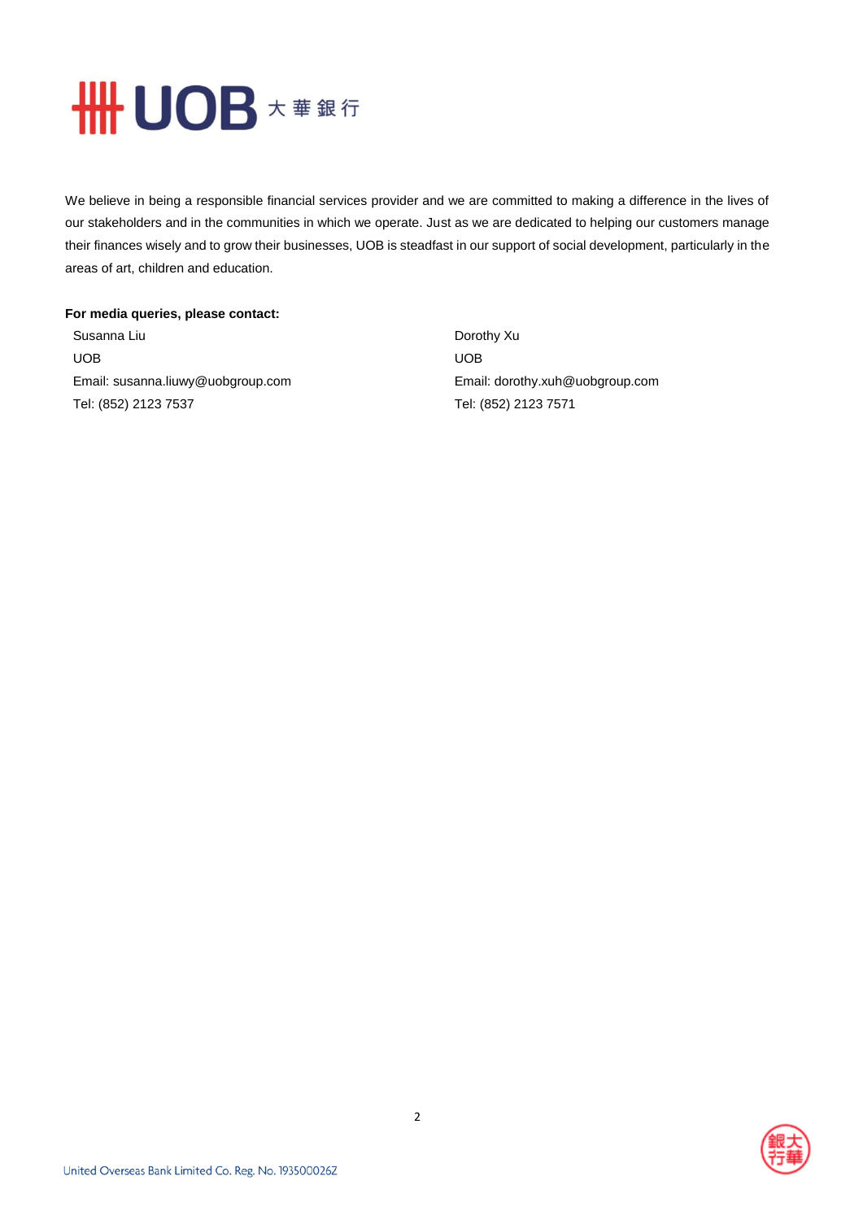We believe in being a responsible financial services provider and we are committed to making a difference in the lives of our stakeholders and in the communities in which we operate. Just as we are dedicated to helping our customers manage their finances wisely and to grow their businesses, UOB is steadfast in our support of social development, particularly in the areas of art, children and education.

**For media queries, please contact:**

Susanna Liu
UOB
Email: susanna.liuwy@uobgroup.com
Tel: (852) 2123 7537

Dorothy Xu
UOB
Email: dorothy.xuh@uobgroup.com
Tel: (852) 2123 7571